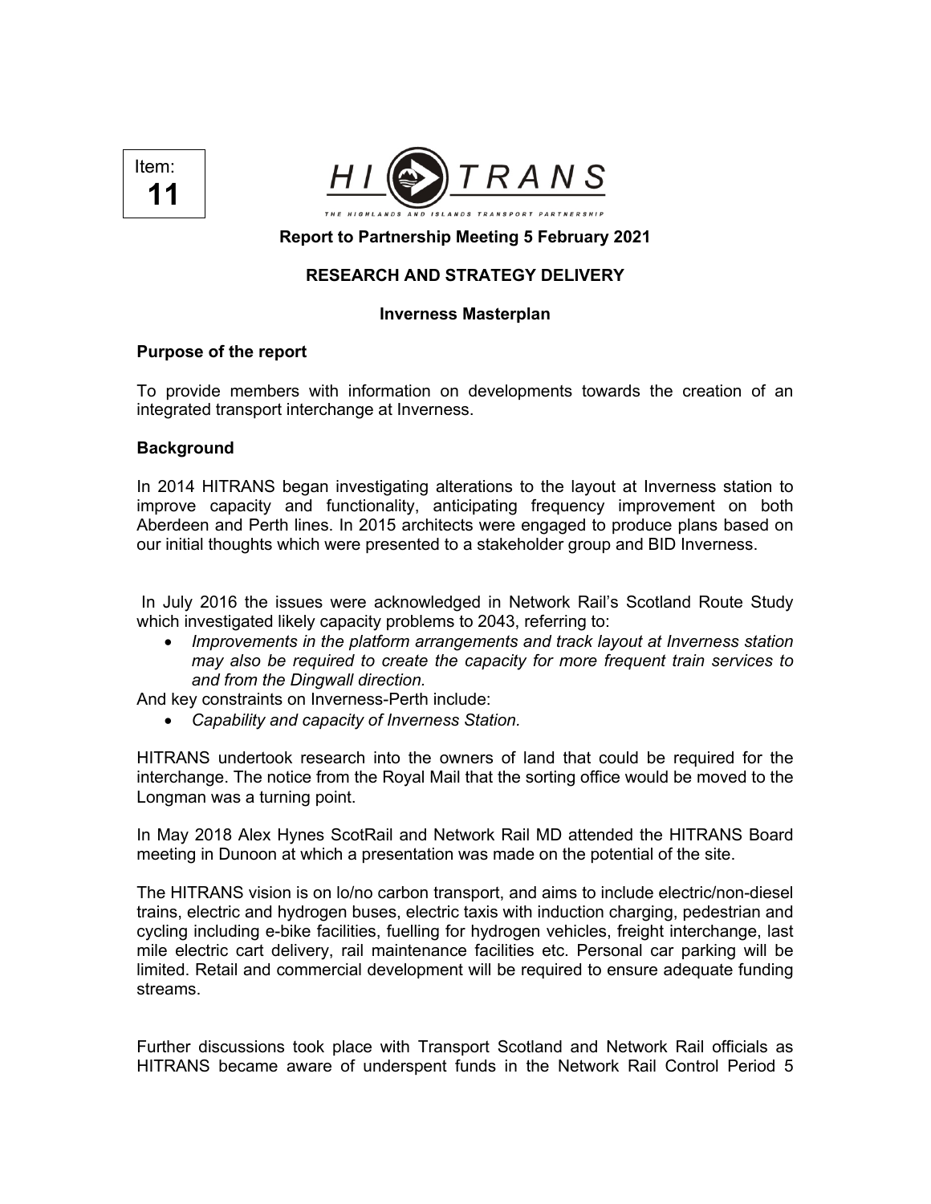Item: **11**

HITRANS

THE HIGHLANDS AND ISLANDS TRANSPORT PARTNERSHIP

**Report to Partnership Meeting 5 February 2021**

**RESEARCH AND STRATEGY DELIVERY**

**Inverness Masterplan**

**Purpose of the report**

To provide members with information on developments towards the creation of an integrated transport interchange at Inverness.

**Background**

In 2014 HITRANS began investigating alterations to the layout at Inverness station to improve capacity and functionality, anticipating frequency improvement on both Aberdeen and Perth lines. In 2015 architects were engaged to produce plans based on our initial thoughts which were presented to a stakeholder group and BID Inverness.

In July 2016 the issues were acknowledged in Network Rail's Scotland Route Study which investigated likely capacity problems to 2043, referring to:

- *Improvements in the platform arrangements and track layout at Inverness station may also be required to create the capacity for more frequent train services to and from the Dingwall direction.*

And key constraints on Inverness-Perth include:

- *Capability and capacity of Inverness Station.*

HITRANS undertook research into the owners of land that could be required for the interchange. The notice from the Royal Mail that the sorting office would be moved to the Longman was a turning point.

In May 2018 Alex Hynes ScotRail and Network Rail MD attended the HITRANS Board meeting in Dunoon at which a presentation was made on the potential of the site.

The HITRANS vision is on lo/no carbon transport, and aims to include electric/non-diesel trains, electric and hydrogen buses, electric taxis with induction charging, pedestrian and cycling including e-bike facilities, fuelling for hydrogen vehicles, freight interchange, last mile electric cart delivery, rail maintenance facilities etc. Personal car parking will be limited. Retail and commercial development will be required to ensure adequate funding streams.

Further discussions took place with Transport Scotland and Network Rail officials as HITRANS became aware of underspent funds in the Network Rail Control Period 5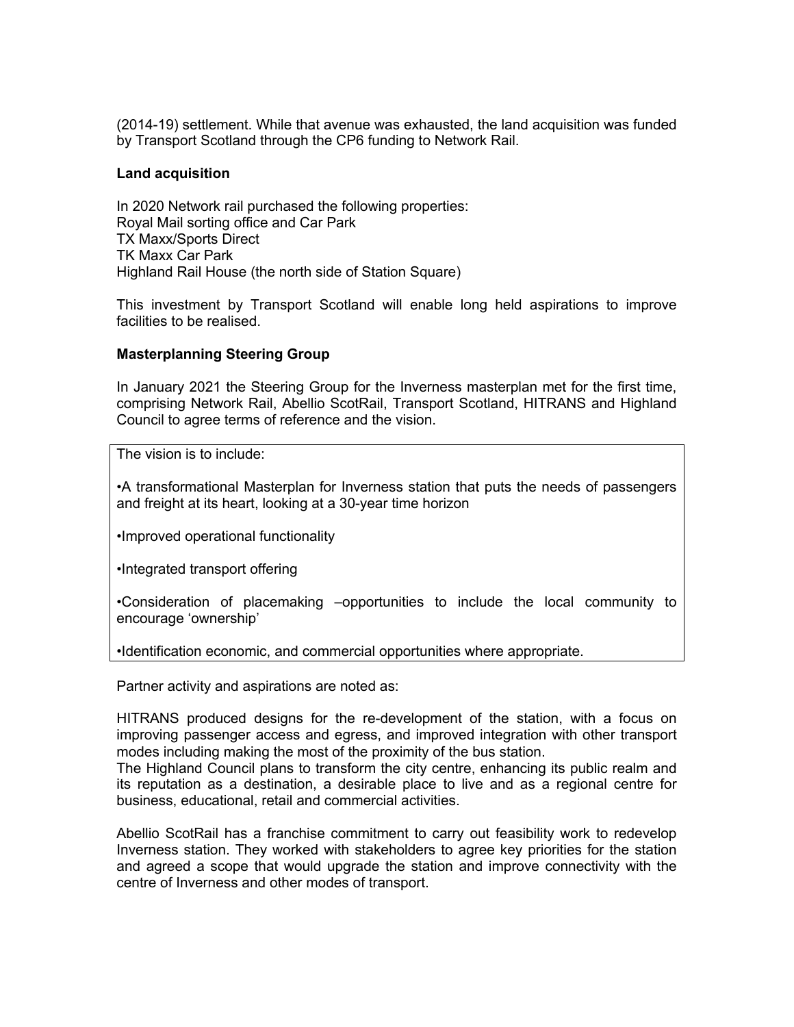(2014-19) settlement. While that avenue was exhausted, the land acquisition was funded by Transport Scotland through the CP6 funding to Network Rail.

**Land acquisition**

In 2020 Network rail purchased the following properties:
Royal Mail sorting office and Car Park
TX Maxx/Sports Direct
TK Maxx Car Park
Highland Rail House (the north side of Station Square)

This investment by Transport Scotland will enable long held aspirations to improve facilities to be realised.

**Masterplanning Steering Group**

In January 2021 the Steering Group for the Inverness masterplan met for the first time, comprising Network Rail, Abellio ScotRail, Transport Scotland, HITRANS and Highland Council to agree terms of reference and the vision.

The vision is to include:

•A transformational Masterplan for Inverness station that puts the needs of passengers and freight at its heart, looking at a 30-year time horizon

•Improved operational functionality

•Integrated transport offering

•Consideration of placemaking –opportunities to include the local community to encourage 'ownership'

•Identification economic, and commercial opportunities where appropriate.

Partner activity and aspirations are noted as:

HITRANS produced designs for the re-development of the station, with a focus on improving passenger access and egress, and improved integration with other transport modes including making the most of the proximity of the bus station.
The Highland Council plans to transform the city centre, enhancing its public realm and its reputation as a destination, a desirable place to live and as a regional centre for business, educational, retail and commercial activities.

Abellio ScotRail has a franchise commitment to carry out feasibility work to redevelop Inverness station. They worked with stakeholders to agree key priorities for the station and agreed a scope that would upgrade the station and improve connectivity with the centre of Inverness and other modes of transport.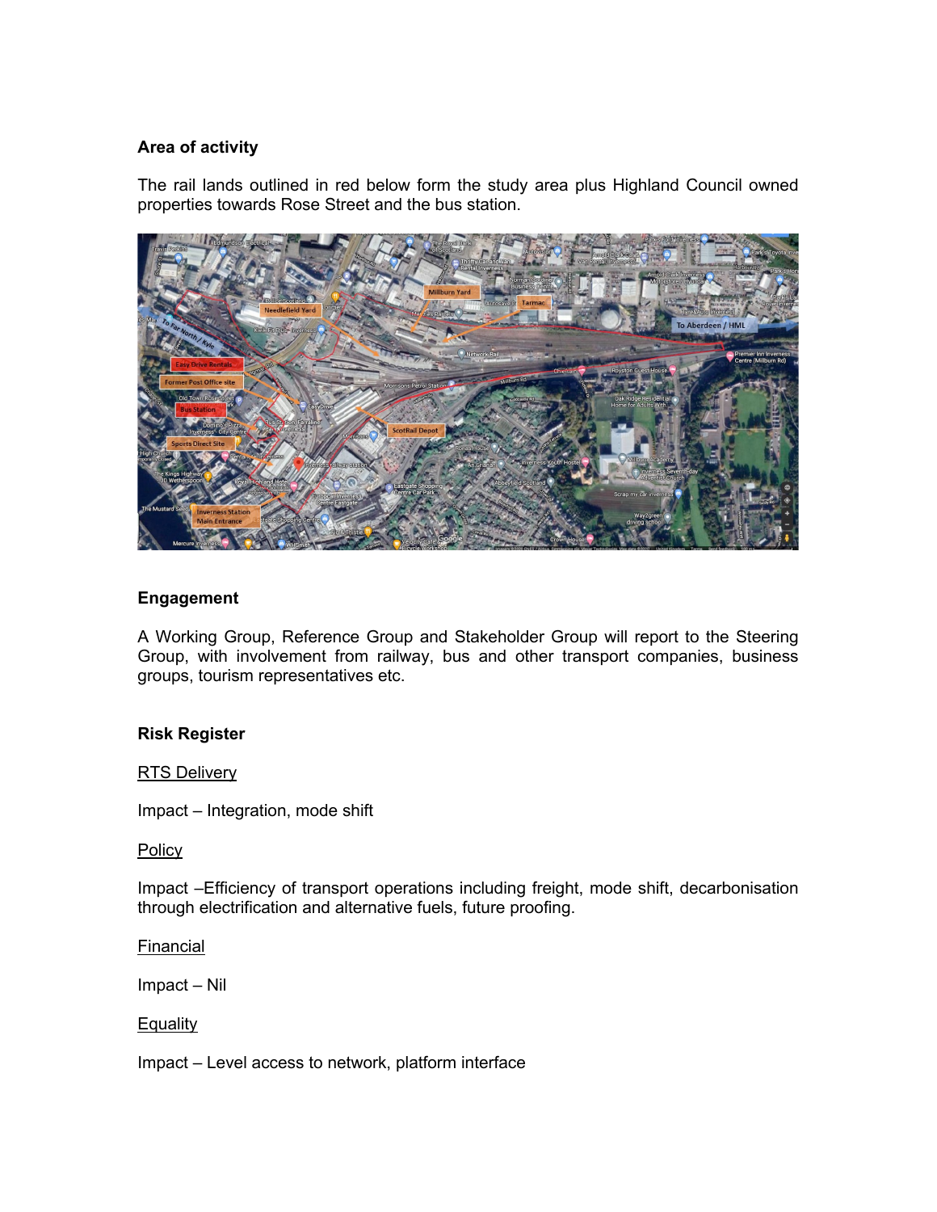**Area of activity**

The rail lands outlined in red below form the study area plus Highland Council owned properties towards Rose Street and the bus station.

**Engagement**

A Working Group, Reference Group and Stakeholder Group will report to the Steering Group, with involvement from railway, bus and other transport companies, business groups, tourism representatives etc.

**Risk Register**

RTS Delivery

Impact – Integration, mode shift

Policy

Impact –Efficiency of transport operations including freight, mode shift, decarbonisation through electrification and alternative fuels, future proofing.

Financial

Impact – Nil

Equality

Impact – Level access to network, platform interface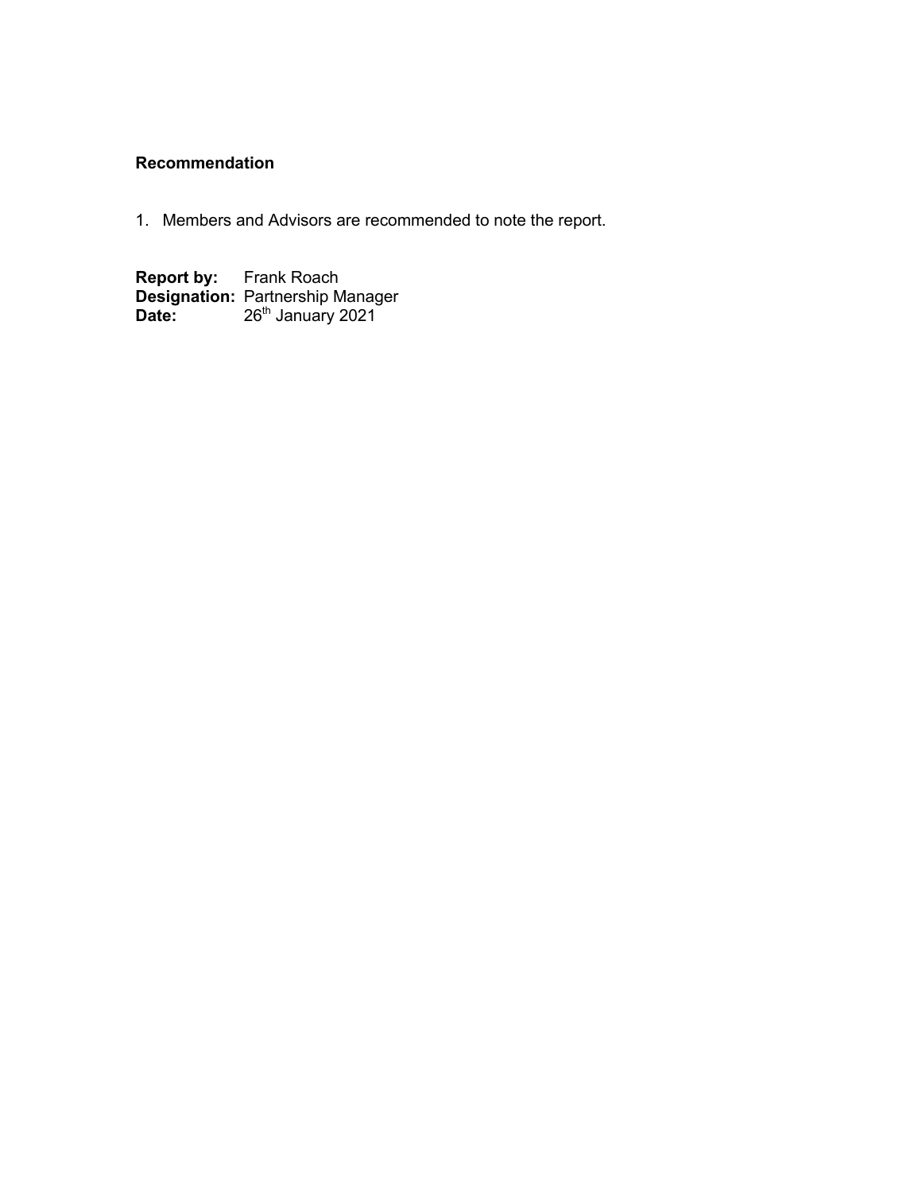**Recommendation**

1. Members and Advisors are recommended to note the report.

**Report by:** Frank Roach
**Designation:** Partnership Manager
**Date:** 26th January 2021